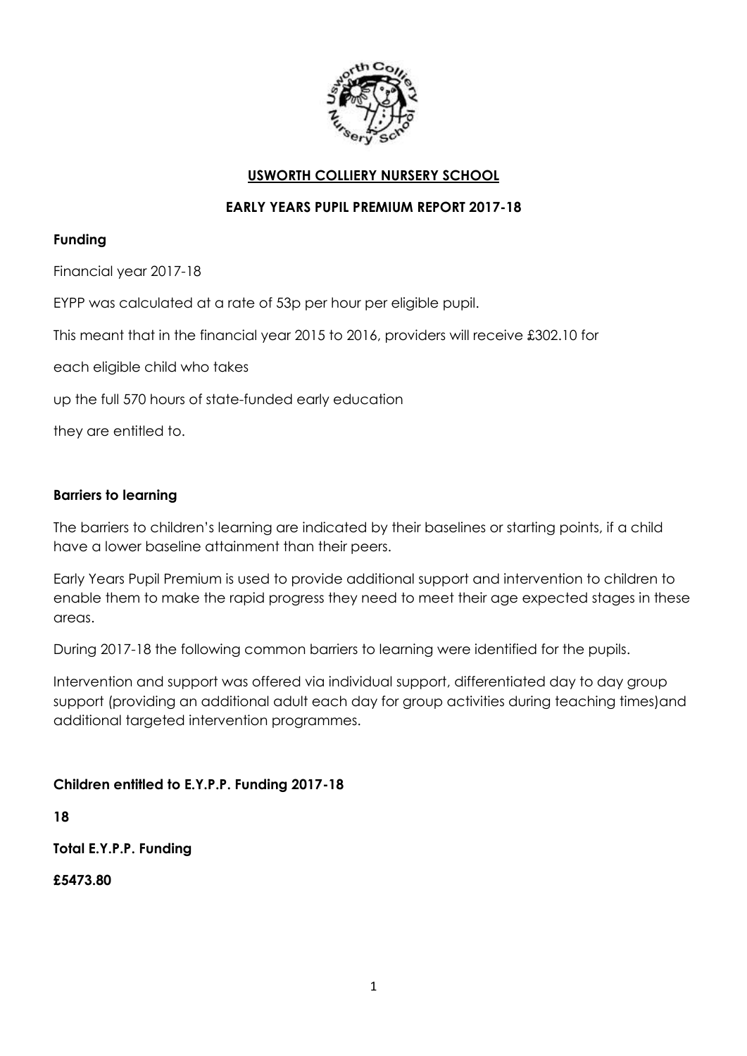# USWORTH COLLIERY NURSERY SCHOOL

## EARLY YEARS PUPIL PREMIUM REPORT 2017-18

### Funding

Financial year 2017-18

EYPP was calculated at a rate of 53p per hour per eligible pupil.

This meant that in the financial year 2015 to 2016, providers will receive £302.10 for

each eligible child who takes

up the full 570 hours of state-funded early education

they are entitled to.

### Barriers to learning

The barriers to children's learning are indicated by their baselines or starting points, if a child have a lower baseline attainment than their peers.

Early Years Pupil Premium is used to provide additional support and intervention to children to enable them to make the rapid progress they need to meet their age expected stages in these areas.

During 2017-18 the following common barriers to learning were identified for the pupils.

Intervention and support was offered via individual support, differentiated day to day group support (providing an additional adult each day for group activities during teaching times)and additional targeted intervention programmes.

**Children entitled to E.Y.P.P. Funding 2017-18**

**18**

**Total E.Y.P.P. Funding**

**£5473.80**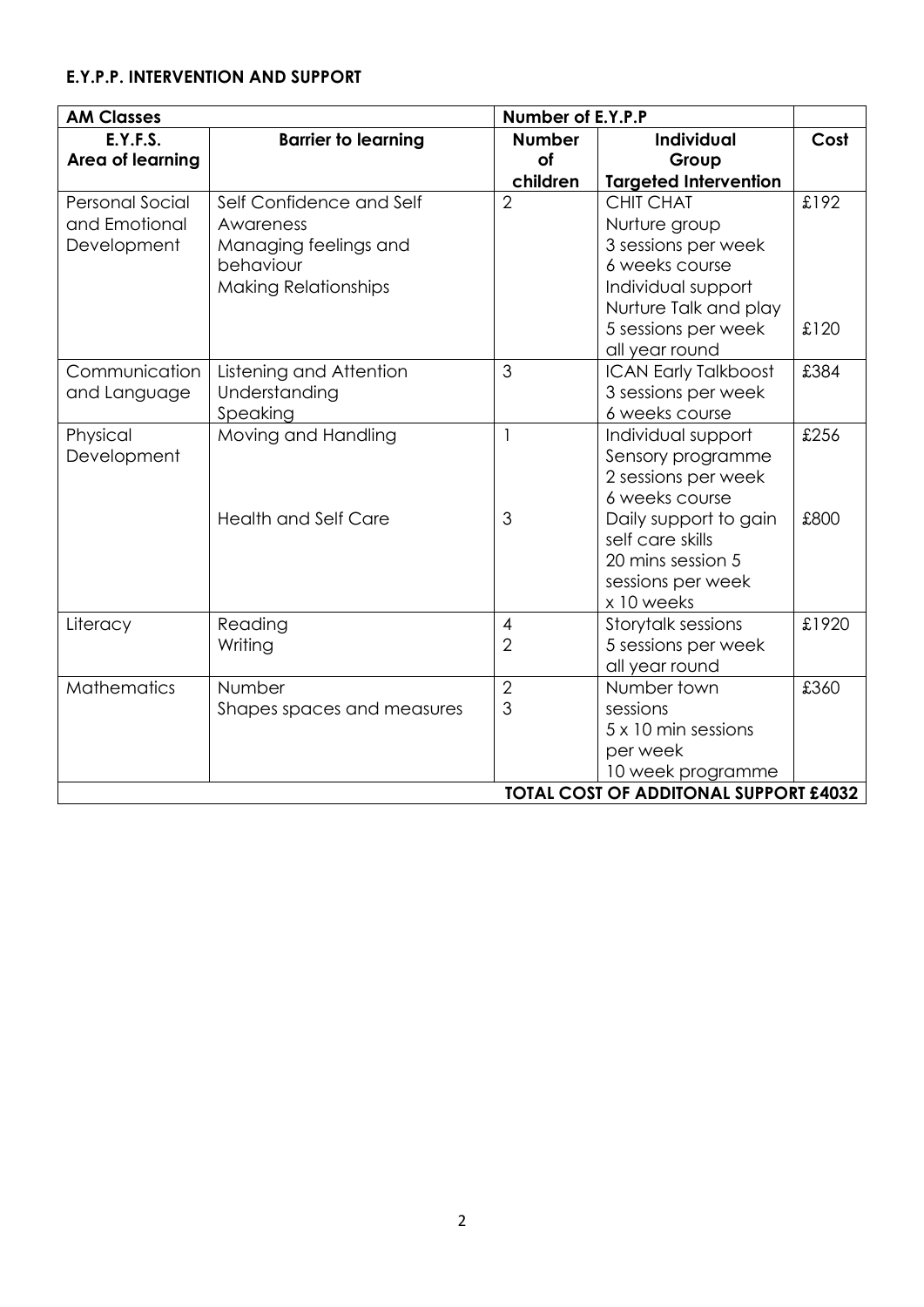**E.Y.P.P. INTERVENTION AND SUPPORT**

| **AM Classes** | | **Number of E.Y.P.P** | | |
|---|---|---|---|---|
| **E.Y.F.S. Area of learning** | **Barrier to learning** | **Number of children** | **Individual Group Targeted Intervention** | **Cost** |
| Personal Social and Emotional Development | Self Confidence and Self Awareness<br>Managing feelings and behaviour<br>Making Relationships | 2 | CHIT CHAT<br>Nurture group<br>3 sessions per week<br>6 weeks course<br>Individual support<br>Nurture Talk and play<br>5 sessions per week all year round | £192<br><br><br><br><br><br>£120 |
| Communication and Language | Listening and Attention<br>Understanding<br>Speaking | 3 | ICAN Early Talkboost<br>3 sessions per week<br>6 weeks course | £384 |
| Physical Development | Moving and Handling | 1 | Individual support<br>Sensory programme<br>2 sessions per week<br>6 weeks course | £256 |
| | Health and Self Care | 3 | Daily support to gain self care skills<br>20 mins session 5 sessions per week x 10 weeks | £800 |
| Literacy | Reading<br>Writing | 4<br>2 | Storytalk sessions<br>5 sessions per week all year round | £1920 |
| Mathematics | Number<br>Shapes spaces and measures | 2<br>3 | Number town sessions<br>5 x 10 min sessions per week<br>10 week programme | £360 |
| | | | **TOTAL COST OF ADDITONAL SUPPORT £4032** | |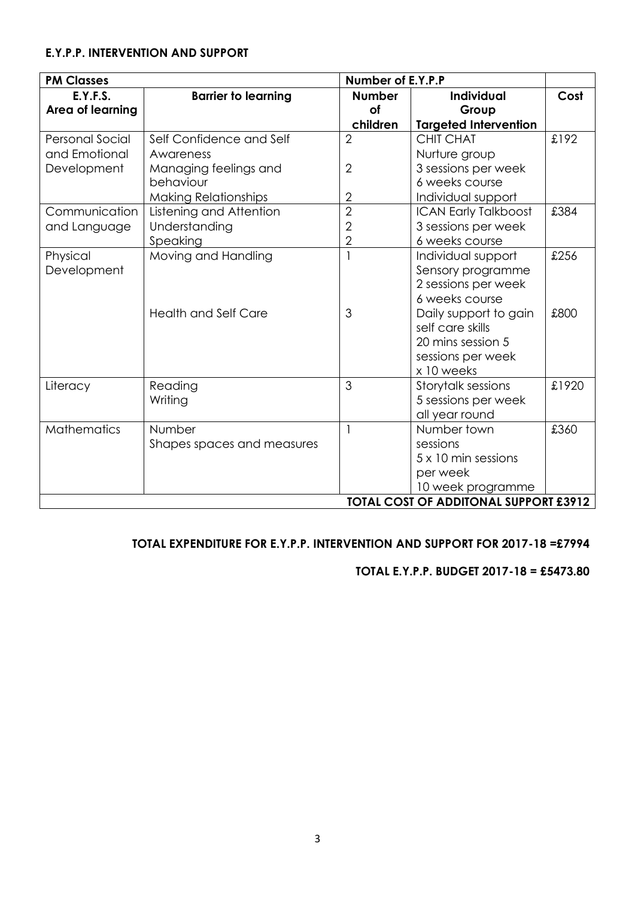**E.Y.P.P. INTERVENTION AND SUPPORT**

| **PM Classes** | | **Number of E.Y.P.P** | | |
|---|---|---|---|---|
| **E.Y.F.S. Area of learning** | **Barrier to learning** | **Number of children** | **Individual Group Targeted Intervention** | **Cost** |
| Personal Social and Emotional Development | Self Confidence and Self Awareness<br>Managing feelings and behaviour<br>Making Relationships | 2<br><br>2<br><br>2 | CHIT CHAT<br>Nurture group<br>3 sessions per week<br>6 weeks course<br>Individual support | £192 |
| Communication and Language | Listening and Attention<br>Understanding<br>Speaking | 2<br>2<br>2 | ICAN Early Talkboost<br>3 sessions per week<br>6 weeks course | £384 |
| Physical Development | Moving and Handling | 1 | Individual support<br>Sensory programme<br>2 sessions per week<br>6 weeks course | £256 |
| | Health and Self Care | 3 | Daily support to gain self care skills<br>20 mins session 5 sessions per week<br>x 10 weeks | £800 |
| Literacy | Reading<br>Writing | 3 | Storytalk sessions<br>5 sessions per week<br>all year round | £1920 |
| Mathematics | Number<br>Shapes spaces and measures | 1 | Number town sessions<br>5 x 10 min sessions per week<br>10 week programme | £360 |
| **TOTAL COST OF ADDITONAL SUPPORT £3912** | | | | |

**TOTAL EXPENDITURE FOR E.Y.P.P. INTERVENTION AND SUPPORT FOR 2017-18 =£7994**

**TOTAL E.Y.P.P. BUDGET 2017-18 = £5473.80**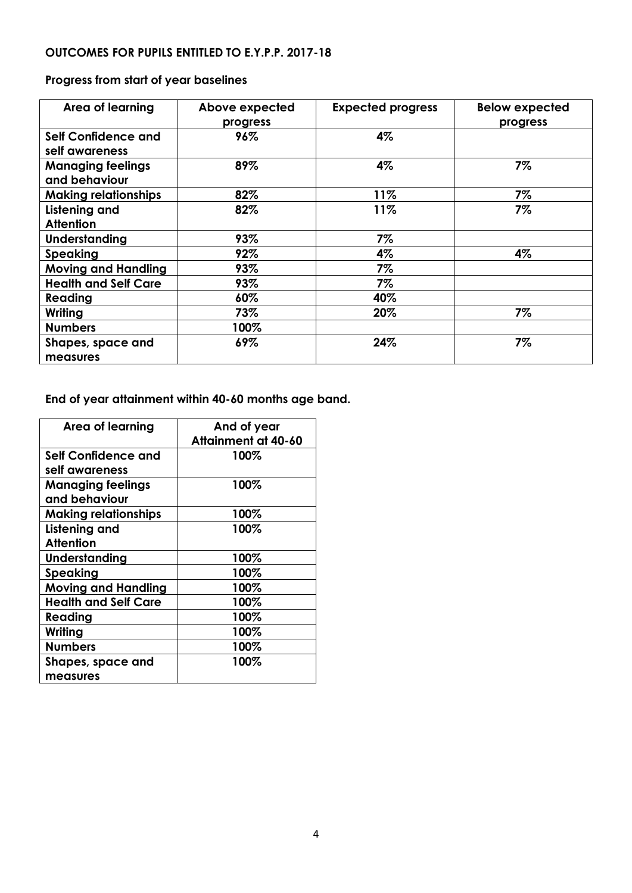**OUTCOMES FOR PUPILS ENTITLED TO E.Y.P.P. 2017-18**

**Progress from start of year baselines**

| Area of learning | Above expected progress | Expected progress | Below expected progress |
|---|---|---|---|
| Self Confidence and self awareness | 96% | 4% | |
| Managing feelings and behaviour | 89% | 4% | 7% |
| Making relationships | 82% | 11% | 7% |
| Listening and Attention | 82% | 11% | 7% |
| Understanding | 93% | 7% | |
| Speaking | 92% | 4% | 4% |
| Moving and Handling | 93% | 7% | |
| Health and Self Care | 93% | 7% | |
| Reading | 60% | 40% | |
| Writing | 73% | 20% | 7% |
| Numbers | 100% | | |
| Shapes, space and measures | 69% | 24% | 7% |

**End of year attainment within 40-60 months age band.**

| Area of learning | And of year Attainment at 40-60 |
|---|---|
| Self Confidence and self awareness | 100% |
| Managing feelings and behaviour | 100% |
| Making relationships | 100% |
| Listening and Attention | 100% |
| Understanding | 100% |
| Speaking | 100% |
| Moving and Handling | 100% |
| Health and Self Care | 100% |
| Reading | 100% |
| Writing | 100% |
| Numbers | 100% |
| Shapes, space and measures | 100% |